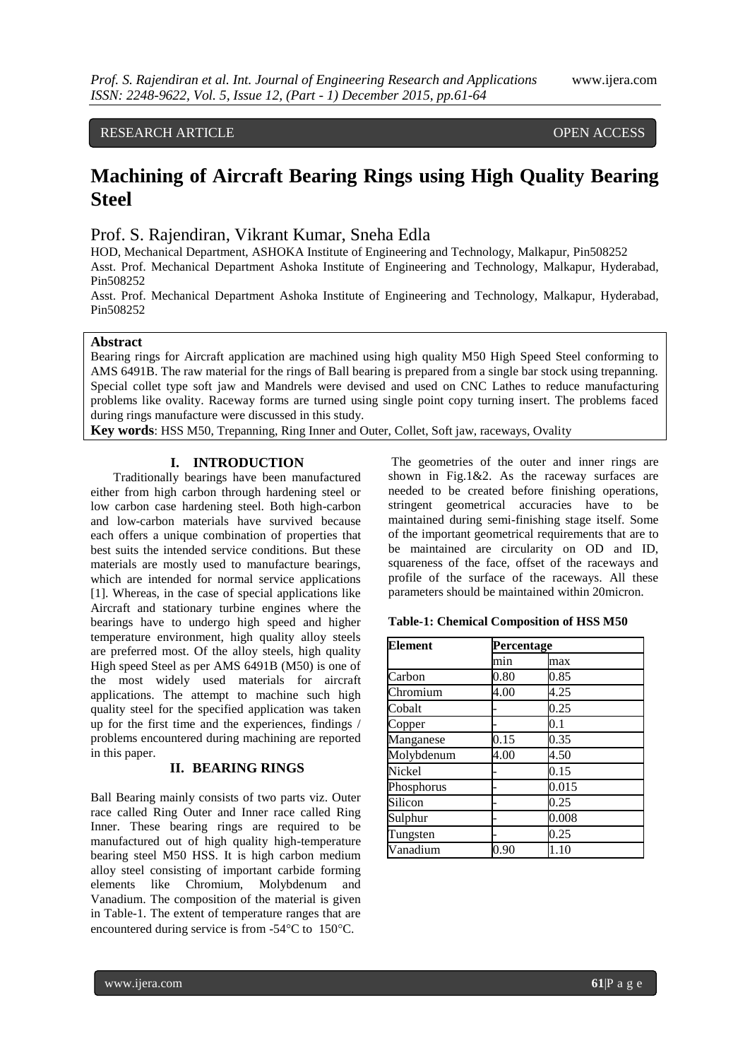RESEARCH ARTICLE OPEN ACCESS

# Machining of Aircraft Bearing Rings using High Quality Bearing Steel

Prof. S. Rajendiran, Vikrant Kumar, Sneha Edla

HOD, Mechanical Department, ASHOKA Institute of Engineering and Technology, Malkapur, Pin508252
Asst. Prof. Mechanical Department Ashoka Institute of Engineering and Technology, Malkapur, Hyderabad, Pin508252
Asst. Prof. Mechanical Department Ashoka Institute of Engineering and Technology, Malkapur, Hyderabad, Pin508252

## Abstract

Bearing rings for Aircraft application are machined using high quality M50 High Speed Steel conforming to AMS 6491B. The raw material for the rings of Ball bearing is prepared from a single bar stock using trepanning. Special collet type soft jaw and Mandrels were devised and used on CNC Lathes to reduce manufacturing problems like ovality. Raceway forms are turned using single point copy turning insert. The problems faced during rings manufacture were discussed in this study.

**Key words**: HSS M50, Trepanning, Ring Inner and Outer, Collet, Soft jaw, raceways, Ovality

## I. INTRODUCTION

Traditionally bearings have been manufactured either from high carbon through hardening steel or low carbon case hardening steel. Both high-carbon and low-carbon materials have survived because each offers a unique combination of properties that best suits the intended service conditions. But these materials are mostly used to manufacture bearings, which are intended for normal service applications [1]. Whereas, in the case of special applications like Aircraft and stationary turbine engines where the bearings have to undergo high speed and higher temperature environment, high quality alloy steels are preferred most. Of the alloy steels, high quality High speed Steel as per AMS 6491B (M50) is one of the most widely used materials for aircraft applications. The attempt to machine such high quality steel for the specified application was taken up for the first time and the experiences, findings / problems encountered during machining are reported in this paper.

## II. BEARING RINGS

Ball Bearing mainly consists of two parts viz. Outer race called Ring Outer and Inner race called Ring Inner. These bearing rings are required to be manufactured out of high quality high-temperature bearing steel M50 HSS. It is high carbon medium alloy steel consisting of important carbide forming elements like Chromium, Molybdenum and Vanadium. The composition of the material is given in Table-1. The extent of temperature ranges that are encountered during service is from -54°C to 150°C.

The geometries of the outer and inner rings are shown in Fig.1&2. As the raceway surfaces are needed to be created before finishing operations, stringent geometrical accuracies have to be maintained during semi-finishing stage itself. Some of the important geometrical requirements that are to be maintained are circularity on OD and ID, squareness of the face, offset of the raceways and profile of the surface of the raceways. All these parameters should be maintained within 20micron.

**Table-1: Chemical Composition of HSS M50**

| Element | Percentage | |
|---|---|---|
| | min | max |
| Carbon | 0.80 | 0.85 |
| Chromium | 4.00 | 4.25 |
| Cobalt | - | 0.25 |
| Copper | - | 0.1 |
| Manganese | 0.15 | 0.35 |
| Molybdenum | 4.00 | 4.50 |
| Nickel | - | 0.15 |
| Phosphorus | - | 0.015 |
| Silicon | - | 0.25 |
| Sulphur | - | 0.008 |
| Tungsten | - | 0.25 |
| Vanadium | 0.90 | 1.10 |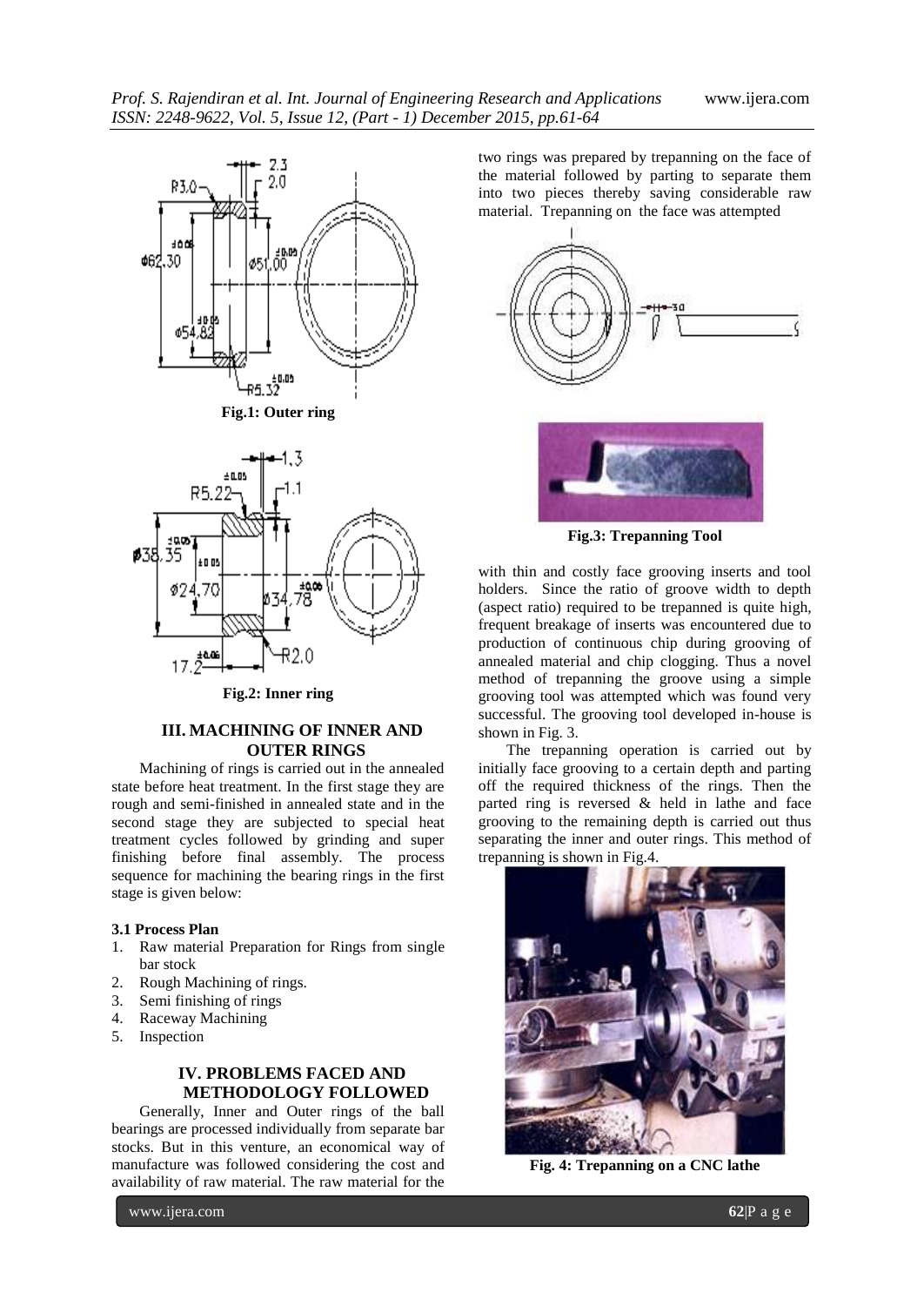Fig.1: Outer ring

Fig.2: Inner ring

## III. MACHINING OF INNER AND OUTER RINGS

Machining of rings is carried out in the annealed state before heat treatment. In the first stage they are rough and semi-finished in annealed state and in the second stage they are subjected to special heat treatment cycles followed by grinding and super finishing before final assembly. The process sequence for machining the bearing rings in the first stage is given below:

### 3.1 Process Plan

1. Raw material Preparation for Rings from single bar stock
2. Rough Machining of rings.
3. Semi finishing of rings
4. Raceway Machining
5. Inspection

## IV. PROBLEMS FACED AND METHODOLOGY FOLLOWED

Generally, Inner and Outer rings of the ball bearings are processed individually from separate bar stocks. But in this venture, an economical way of manufacture was followed considering the cost and availability of raw material. The raw material for the two rings was prepared by trepanning on the face of the material followed by parting to separate them into two pieces thereby saving considerable raw material. Trepanning on the face was attempted

Fig.3: Trepanning Tool

with thin and costly face grooving inserts and tool holders. Since the ratio of groove width to depth (aspect ratio) required to be trepanned is quite high, frequent breakage of inserts was encountered due to production of continuous chip during grooving of annealed material and chip clogging. Thus a novel method of trepanning the groove using a simple grooving tool was attempted which was found very successful. The grooving tool developed in-house is shown in Fig. 3.

The trepanning operation is carried out by initially face grooving to a certain depth and parting off the required thickness of the rings. Then the parted ring is reversed & held in lathe and face grooving to the remaining depth is carried out thus separating the inner and outer rings. This method of trepanning is shown in Fig.4.

Fig. 4: Trepanning on a CNC lathe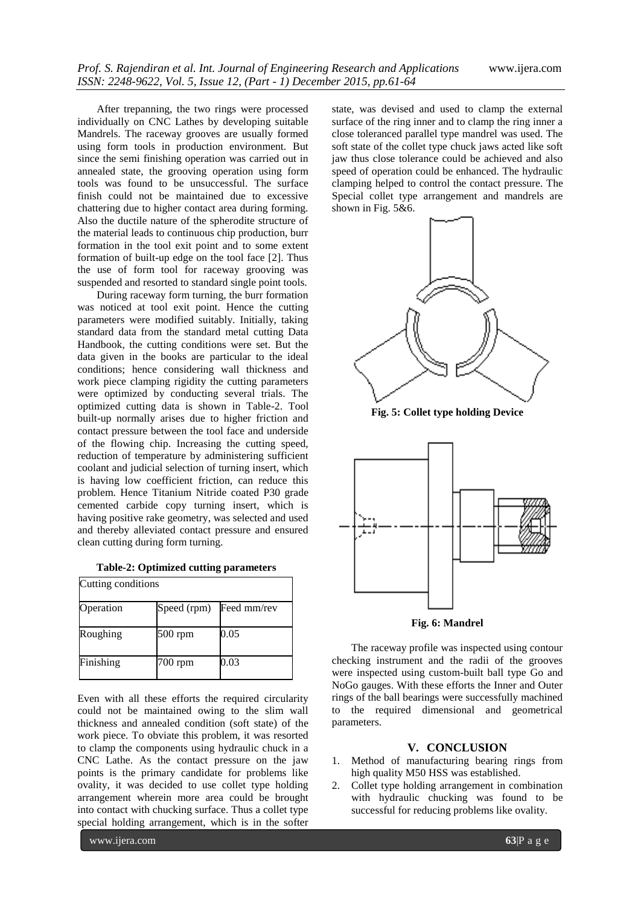After trepanning, the two rings were processed individually on CNC Lathes by developing suitable Mandrels. The raceway grooves are usually formed using form tools in production environment. But since the semi finishing operation was carried out in annealed state, the grooving operation using form tools was found to be unsuccessful. The surface finish could not be maintained due to excessive chattering due to higher contact area during forming. Also the ductile nature of the spherodite structure of the material leads to continuous chip production, burr formation in the tool exit point and to some extent formation of built-up edge on the tool face [2]. Thus the use of form tool for raceway grooving was suspended and resorted to standard single point tools.

During raceway form turning, the burr formation was noticed at tool exit point. Hence the cutting parameters were modified suitably. Initially, taking standard data from the standard metal cutting Data Handbook, the cutting conditions were set. But the data given in the books are particular to the ideal conditions; hence considering wall thickness and work piece clamping rigidity the cutting parameters were optimized by conducting several trials. The optimized cutting data is shown in Table-2. Tool built-up normally arises due to higher friction and contact pressure between the tool face and underside of the flowing chip. Increasing the cutting speed, reduction of temperature by administering sufficient coolant and judicial selection of turning insert, which is having low coefficient friction, can reduce this problem. Hence Titanium Nitride coated P30 grade cemented carbide copy turning insert, which is having positive rake geometry, was selected and used and thereby alleviated contact pressure and ensured clean cutting during form turning.

**Table-2: Optimized cutting parameters**

| Cutting conditions | | |
|---|---|---|
| Operation | Speed (rpm) | Feed mm/rev |
| Roughing | 500 rpm | 0.05 |
| Finishing | 700 rpm | 0.03 |

Even with all these efforts the required circularity could not be maintained owing to the slim wall thickness and annealed condition (soft state) of the work piece. To obviate this problem, it was resorted to clamp the components using hydraulic chuck in a CNC Lathe. As the contact pressure on the jaw points is the primary candidate for problems like ovality, it was decided to use collet type holding arrangement wherein more area could be brought into contact with chucking surface. Thus a collet type special holding arrangement, which is in the softer state, was devised and used to clamp the external surface of the ring inner and to clamp the ring inner a close toleranced parallel type mandrel was used. The soft state of the collet type chuck jaws acted like soft jaw thus close tolerance could be achieved and also speed of operation could be enhanced. The hydraulic clamping helped to control the contact pressure. The Special collet type arrangement and mandrels are shown in Fig. 5&6.

**Fig. 5: Collet type holding Device**

**Fig. 6: Mandrel**

The raceway profile was inspected using contour checking instrument and the radii of the grooves were inspected using custom-built ball type Go and NoGo gauges. With these efforts the Inner and Outer rings of the ball bearings were successfully machined to the required dimensional and geometrical parameters.

## V. CONCLUSION

1. Method of manufacturing bearing rings from high quality M50 HSS was established.
2. Collet type holding arrangement in combination with hydraulic chucking was found to be successful for reducing problems like ovality.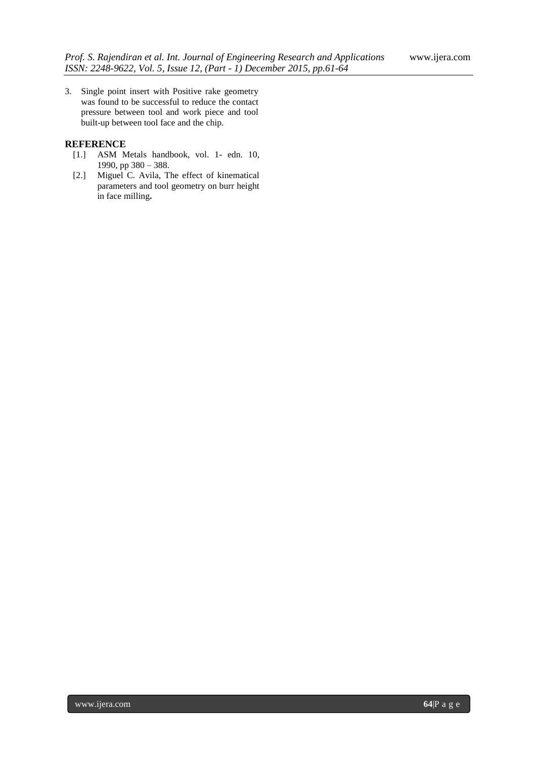3. Single point insert with Positive rake geometry was found to be successful to reduce the contact pressure between tool and work piece and tool built-up between tool face and the chip.

## REFERENCE

[1.] ASM Metals handbook, vol. 1- edn. 10, 1990, pp 380 – 388.

[2.] Miguel C. Avila, The effect of kinematical parameters and tool geometry on burr height in face milling**.**